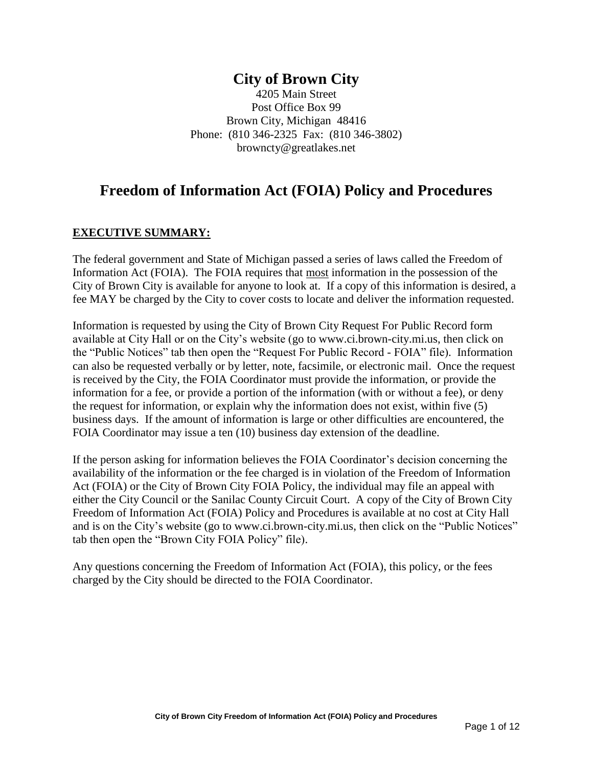# City of Brown City

4205 Main Street
Post Office Box 99
Brown City, Michigan 48416
Phone: (810 346-2325 Fax: (810 346-3802)
brownсty@greatlakes.net

## Freedom of Information Act (FOIA) Policy and Procedures

### EXECUTIVE SUMMARY:

The federal government and State of Michigan passed a series of laws called the Freedom of Information Act (FOIA). The FOIA requires that most information in the possession of the City of Brown City is available for anyone to look at. If a copy of this information is desired, a fee MAY be charged by the City to cover costs to locate and deliver the information requested.

Information is requested by using the City of Brown City Request For Public Record form available at City Hall or on the City's website (go to www.ci.brown-city.mi.us, then click on the "Public Notices" tab then open the "Request For Public Record - FOIA" file). Information can also be requested verbally or by letter, note, facsimile, or electronic mail. Once the request is received by the City, the FOIA Coordinator must provide the information, or provide the information for a fee, or provide a portion of the information (with or without a fee), or deny the request for information, or explain why the information does not exist, within five (5) business days. If the amount of information is large or other difficulties are encountered, the FOIA Coordinator may issue a ten (10) business day extension of the deadline.

If the person asking for information believes the FOIA Coordinator's decision concerning the availability of the information or the fee charged is in violation of the Freedom of Information Act (FOIA) or the City of Brown City FOIA Policy, the individual may file an appeal with either the City Council or the Sanilac County Circuit Court. A copy of the City of Brown City Freedom of Information Act (FOIA) Policy and Procedures is available at no cost at City Hall and is on the City's website (go to www.ci.brown-city.mi.us, then click on the "Public Notices" tab then open the "Brown City FOIA Policy" file).

Any questions concerning the Freedom of Information Act (FOIA), this policy, or the fees charged by the City should be directed to the FOIA Coordinator.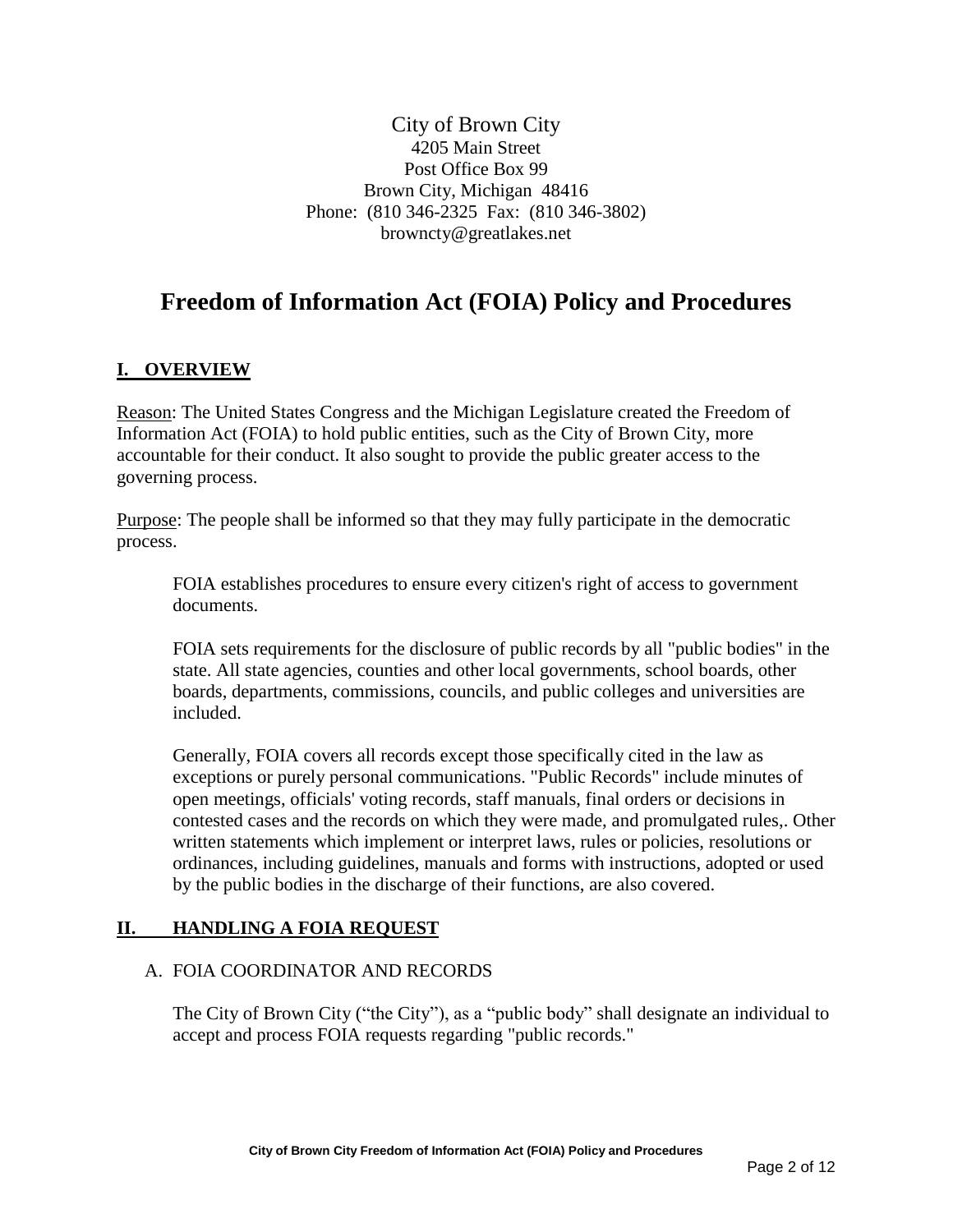City of Brown City
4205 Main Street
Post Office Box 99
Brown City, Michigan 48416
Phone: (810 346-2325 Fax: (810 346-3802)
brownty@greatlakes.net

# Freedom of Information Act (FOIA) Policy and Procedures

## I. OVERVIEW

Reason: The United States Congress and the Michigan Legislature created the Freedom of Information Act (FOIA) to hold public entities, such as the City of Brown City, more accountable for their conduct. It also sought to provide the public greater access to the governing process.

Purpose: The people shall be informed so that they may fully participate in the democratic process.

FOIA establishes procedures to ensure every citizen's right of access to government documents.

FOIA sets requirements for the disclosure of public records by all "public bodies" in the state. All state agencies, counties and other local governments, school boards, other boards, departments, commissions, councils, and public colleges and universities are included.

Generally, FOIA covers all records except those specifically cited in the law as exceptions or purely personal communications. "Public Records" include minutes of open meetings, officials' voting records, staff manuals, final orders or decisions in contested cases and the records on which they were made, and promulgated rules,. Other written statements which implement or interpret laws, rules or policies, resolutions or ordinances, including guidelines, manuals and forms with instructions, adopted or used by the public bodies in the discharge of their functions, are also covered.

## II. HANDLING A FOIA REQUEST

### A. FOIA COORDINATOR AND RECORDS

The City of Brown City ("the City"), as a "public body" shall designate an individual to accept and process FOIA requests regarding "public records."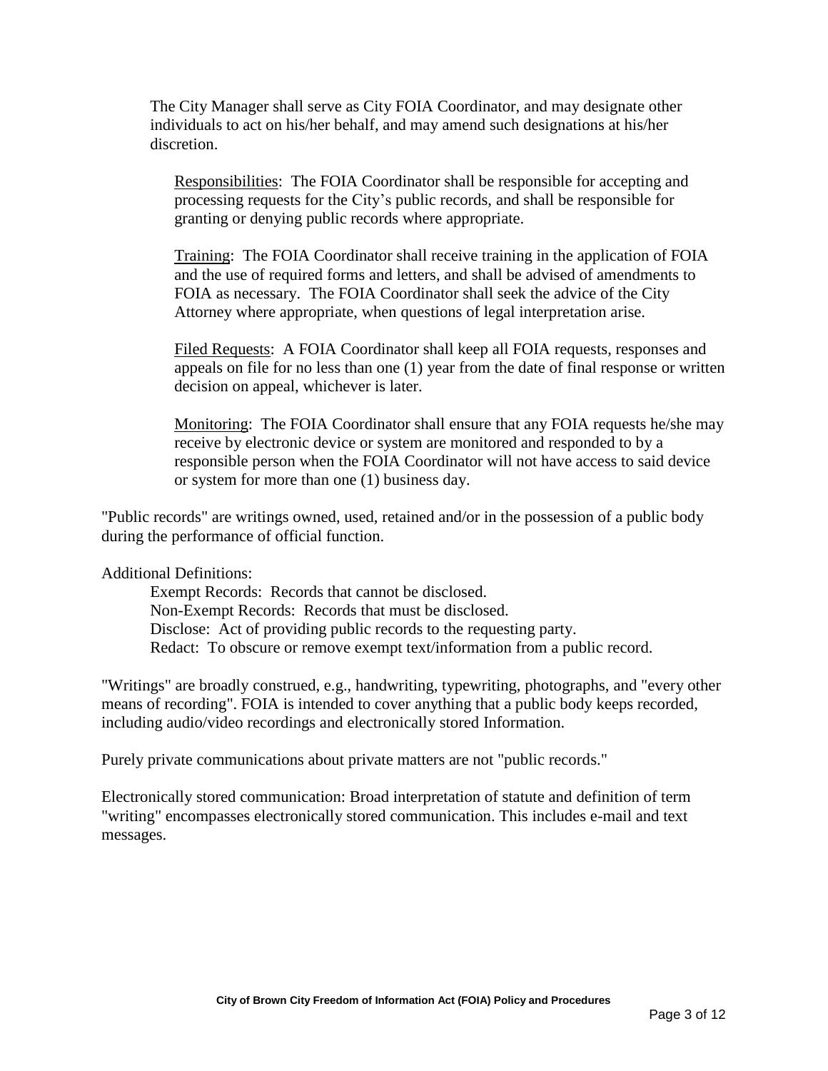The City Manager shall serve as City FOIA Coordinator, and may designate other individuals to act on his/her behalf, and may amend such designations at his/her discretion.

<u>Responsibilities</u>: The FOIA Coordinator shall be responsible for accepting and processing requests for the City's public records, and shall be responsible for granting or denying public records where appropriate.

<u>Training</u>: The FOIA Coordinator shall receive training in the application of FOIA and the use of required forms and letters, and shall be advised of amendments to FOIA as necessary. The FOIA Coordinator shall seek the advice of the City Attorney where appropriate, when questions of legal interpretation arise.

<u>Filed Requests</u>: A FOIA Coordinator shall keep all FOIA requests, responses and appeals on file for no less than one (1) year from the date of final response or written decision on appeal, whichever is later.

<u>Monitoring</u>: The FOIA Coordinator shall ensure that any FOIA requests he/she may receive by electronic device or system are monitored and responded to by a responsible person when the FOIA Coordinator will not have access to said device or system for more than one (1) business day.

"Public records" are writings owned, used, retained and/or in the possession of a public body during the performance of official function.

Additional Definitions:

- Exempt Records: Records that cannot be disclosed.
- Non-Exempt Records: Records that must be disclosed.
- Disclose: Act of providing public records to the requesting party.
- Redact: To obscure or remove exempt text/information from a public record.

"Writings" are broadly construed, e.g., handwriting, typewriting, photographs, and "every other means of recording". FOIA is intended to cover anything that a public body keeps recorded, including audio/video recordings and electronically stored Information.

Purely private communications about private matters are not "public records."

Electronically stored communication: Broad interpretation of statute and definition of term "writing" encompasses electronically stored communication. This includes e-mail and text messages.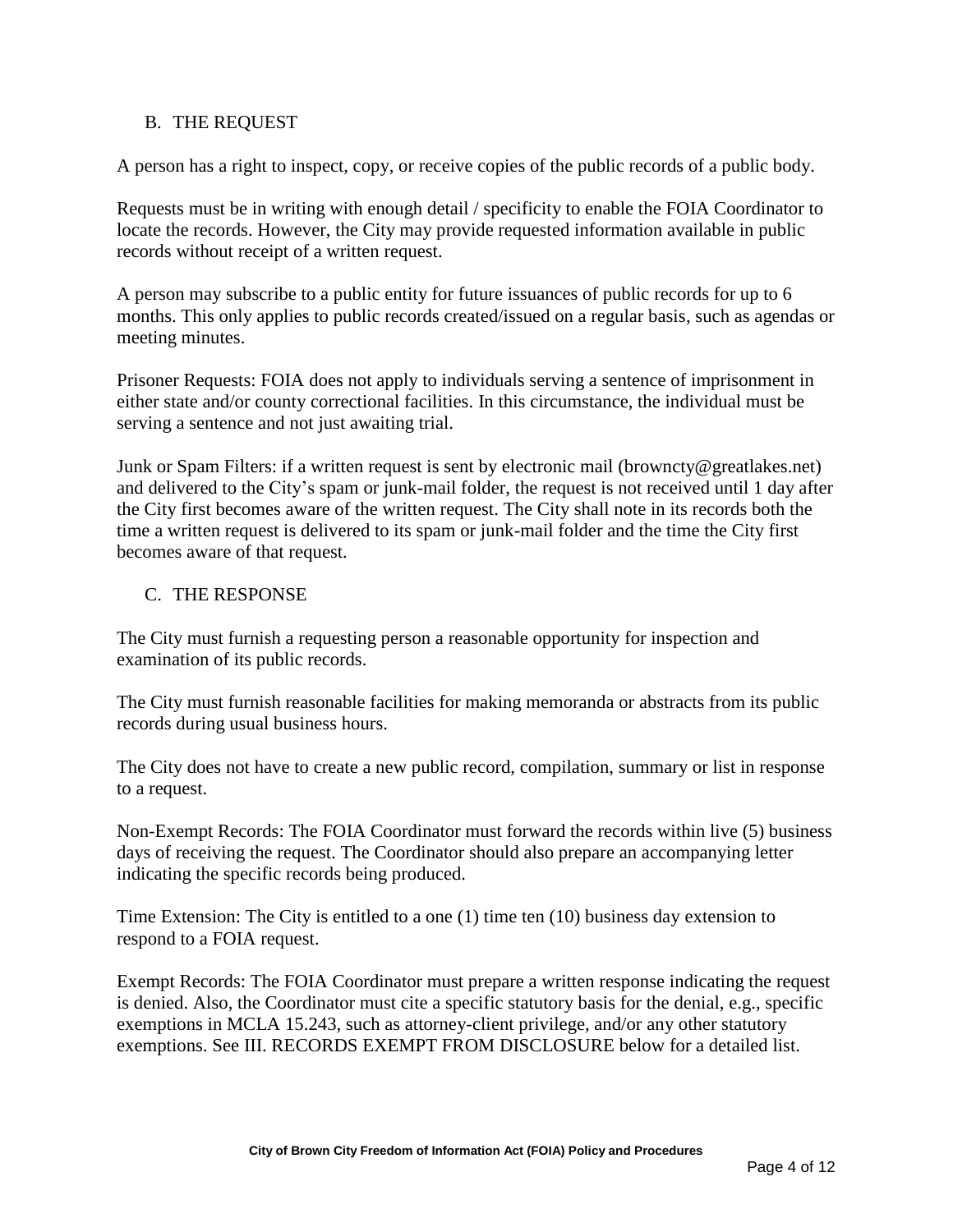## B. THE REQUEST

A person has a right to inspect, copy, or receive copies of the public records of a public body.

Requests must be in writing with enough detail / specificity to enable the FOIA Coordinator to locate the records. However, the City may provide requested information available in public records without receipt of a written request.

A person may subscribe to a public entity for future issuances of public records for up to 6 months. This only applies to public records created/issued on a regular basis, such as agendas or meeting minutes.

Prisoner Requests: FOIA does not apply to individuals serving a sentence of imprisonment in either state and/or county correctional facilities. In this circumstance, the individual must be serving a sentence and not just awaiting trial.

Junk or Spam Filters: if a written request is sent by electronic mail (brownctу@greatlakes.net) and delivered to the City's spam or junk-mail folder, the request is not received until 1 day after the City first becomes aware of the written request. The City shall note in its records both the time a written request is delivered to its spam or junk-mail folder and the time the City first becomes aware of that request.

## C. THE RESPONSE

The City must furnish a requesting person a reasonable opportunity for inspection and examination of its public records.

The City must furnish reasonable facilities for making memoranda or abstracts from its public records during usual business hours.

The City does not have to create a new public record, compilation, summary or list in response to a request.

Non-Exempt Records: The FOIA Coordinator must forward the records within live (5) business days of receiving the request. The Coordinator should also prepare an accompanying letter indicating the specific records being produced.

Time Extension: The City is entitled to a one (1) time ten (10) business day extension to respond to a FOIA request.

Exempt Records: The FOIA Coordinator must prepare a written response indicating the request is denied. Also, the Coordinator must cite a specific statutory basis for the denial, e.g., specific exemptions in MCLA 15.243, such as attorney-client privilege, and/or any other statutory exemptions. See III. RECORDS EXEMPT FROM DISCLOSURE below for a detailed list.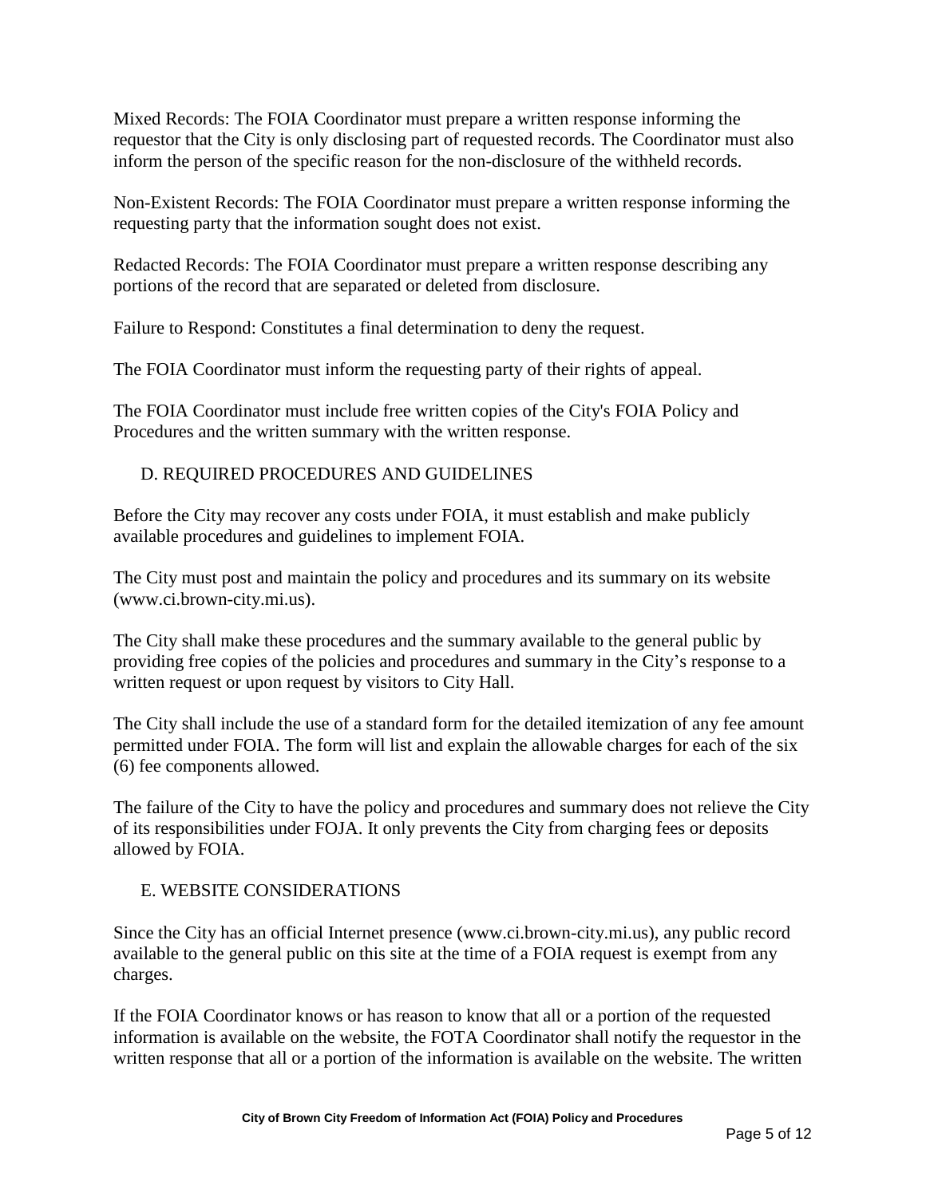Mixed Records: The FOIA Coordinator must prepare a written response informing the requestor that the City is only disclosing part of requested records. The Coordinator must also inform the person of the specific reason for the non-disclosure of the withheld records.

Non-Existent Records: The FOIA Coordinator must prepare a written response informing the requesting party that the information sought does not exist.

Redacted Records: The FOIA Coordinator must prepare a written response describing any portions of the record that are separated or deleted from disclosure.

Failure to Respond: Constitutes a final determination to deny the request.

The FOIA Coordinator must inform the requesting party of their rights of appeal.

The FOIA Coordinator must include free written copies of the City's FOIA Policy and Procedures and the written summary with the written response.

## D. REQUIRED PROCEDURES AND GUIDELINES

Before the City may recover any costs under FOIA, it must establish and make publicly available procedures and guidelines to implement FOIA.

The City must post and maintain the policy and procedures and its summary on its website (www.ci.brown-city.mi.us).

The City shall make these procedures and the summary available to the general public by providing free copies of the policies and procedures and summary in the City's response to a written request or upon request by visitors to City Hall.

The City shall include the use of a standard form for the detailed itemization of any fee amount permitted under FOIA. The form will list and explain the allowable charges for each of the six (6) fee components allowed.

The failure of the City to have the policy and procedures and summary does not relieve the City of its responsibilities under FOJA. It only prevents the City from charging fees or deposits allowed by FOIA.

## E. WEBSITE CONSIDERATIONS

Since the City has an official Internet presence (www.ci.brown-city.mi.us), any public record available to the general public on this site at the time of a FOIA request is exempt from any charges.

If the FOIA Coordinator knows or has reason to know that all or a portion of the requested information is available on the website, the FOTA Coordinator shall notify the requestor in the written response that all or a portion of the information is available on the website. The written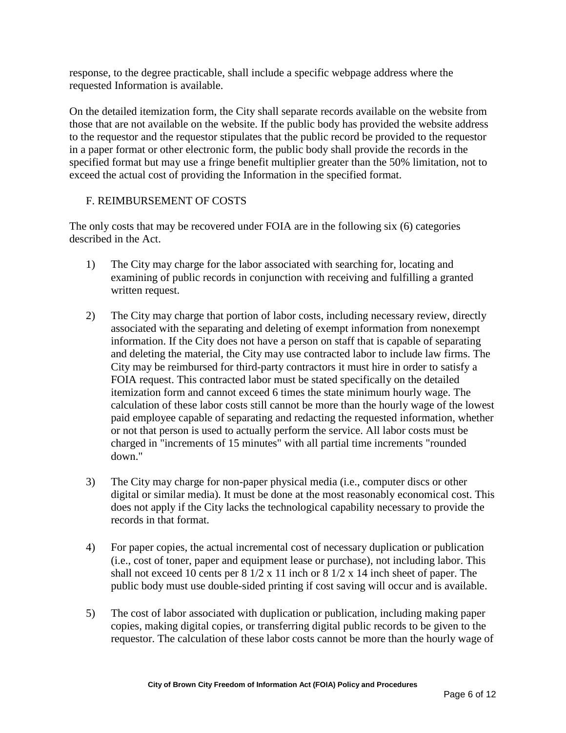response, to the degree practicable, shall include a specific webpage address where the requested Information is available.

On the detailed itemization form, the City shall separate records available on the website from those that are not available on the website. If the public body has provided the website address to the requestor and the requestor stipulates that the public record be provided to the requestor in a paper format or other electronic form, the public body shall provide the records in the specified format but may use a fringe benefit multiplier greater than the 50% limitation, not to exceed the actual cost of providing the Information in the specified format.

## F. REIMBURSEMENT OF COSTS

The only costs that may be recovered under FOIA are in the following six (6) categories described in the Act.

1) The City may charge for the labor associated with searching for, locating and examining of public records in conjunction with receiving and fulfilling a granted written request.

2) The City may charge that portion of labor costs, including necessary review, directly associated with the separating and deleting of exempt information from nonexempt information. If the City does not have a person on staff that is capable of separating and deleting the material, the City may use contracted labor to include law firms. The City may be reimbursed for third-party contractors it must hire in order to satisfy a FOIA request. This contracted labor must be stated specifically on the detailed itemization form and cannot exceed 6 times the state minimum hourly wage. The calculation of these labor costs still cannot be more than the hourly wage of the lowest paid employee capable of separating and redacting the requested information, whether or not that person is used to actually perform the service. All labor costs must be charged in "increments of 15 minutes" with all partial time increments "rounded down."

3) The City may charge for non-paper physical media (i.e., computer discs or other digital or similar media). It must be done at the most reasonably economical cost. This does not apply if the City lacks the technological capability necessary to provide the records in that format.

4) For paper copies, the actual incremental cost of necessary duplication or publication (i.e., cost of toner, paper and equipment lease or purchase), not including labor. This shall not exceed 10 cents per 8 1/2 x 11 inch or 8 1/2 x 14 inch sheet of paper. The public body must use double-sided printing if cost saving will occur and is available.

5) The cost of labor associated with duplication or publication, including making paper copies, making digital copies, or transferring digital public records to be given to the requestor. The calculation of these labor costs cannot be more than the hourly wage of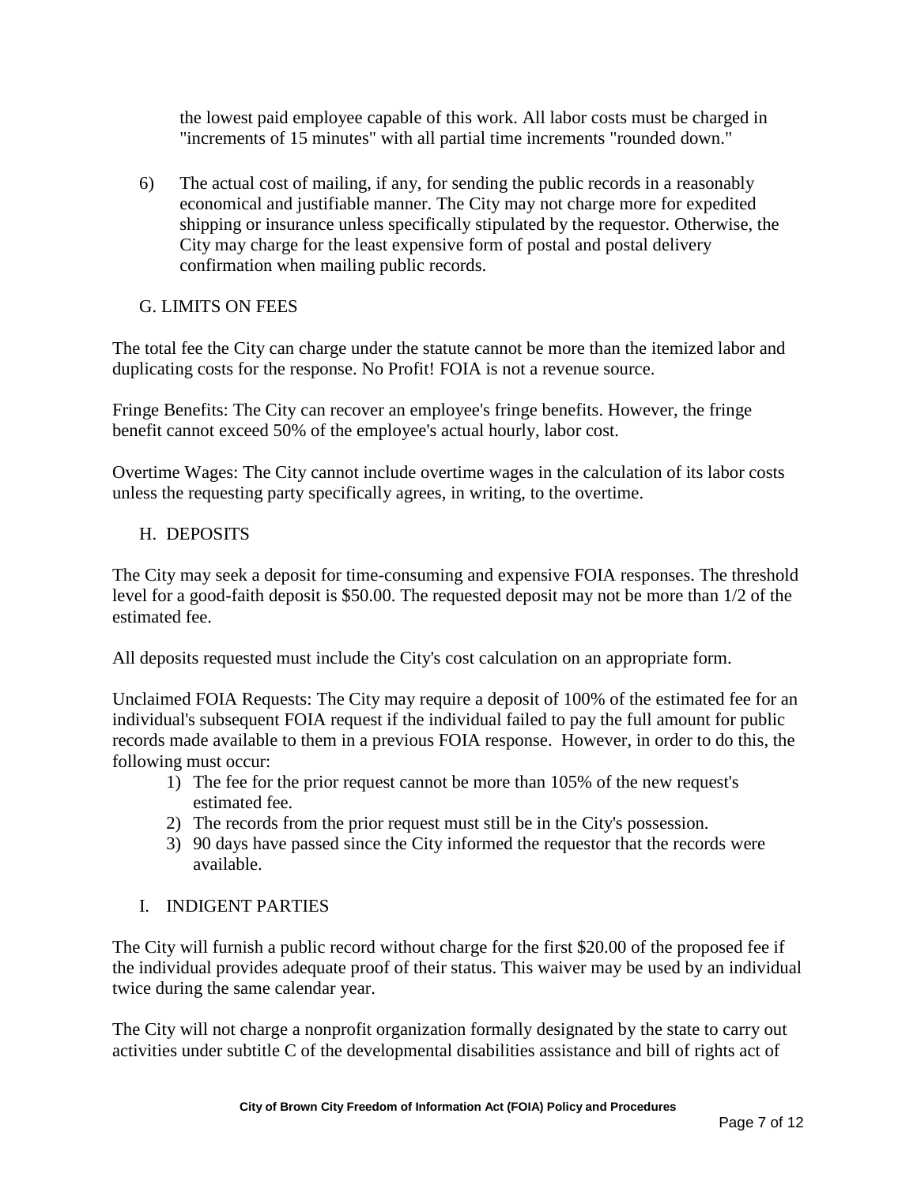the lowest paid employee capable of this work. All labor costs must be charged in "increments of 15 minutes" with all partial time increments "rounded down."

6) The actual cost of mailing, if any, for sending the public records in a reasonably economical and justifiable manner. The City may not charge more for expedited shipping or insurance unless specifically stipulated by the requestor. Otherwise, the City may charge for the least expensive form of postal and postal delivery confirmation when mailing public records.

## G. LIMITS ON FEES

The total fee the City can charge under the statute cannot be more than the itemized labor and duplicating costs for the response. No Profit! FOIA is not a revenue source.

Fringe Benefits: The City can recover an employee's fringe benefits. However, the fringe benefit cannot exceed 50% of the employee's actual hourly, labor cost.

Overtime Wages: The City cannot include overtime wages in the calculation of its labor costs unless the requesting party specifically agrees, in writing, to the overtime.

## H. DEPOSITS

The City may seek a deposit for time-consuming and expensive FOIA responses. The threshold level for a good-faith deposit is $50.00. The requested deposit may not be more than 1/2 of the estimated fee.

All deposits requested must include the City's cost calculation on an appropriate form.

Unclaimed FOIA Requests: The City may require a deposit of 100% of the estimated fee for an individual's subsequent FOIA request if the individual failed to pay the full amount for public records made available to them in a previous FOIA response. However, in order to do this, the following must occur:

1) The fee for the prior request cannot be more than 105% of the new request's estimated fee.
2) The records from the prior request must still be in the City's possession.
3) 90 days have passed since the City informed the requestor that the records were available.

## I. INDIGENT PARTIES

The City will furnish a public record without charge for the first $20.00 of the proposed fee if the individual provides adequate proof of their status. This waiver may be used by an individual twice during the same calendar year.

The City will not charge a nonprofit organization formally designated by the state to carry out activities under subtitle C of the developmental disabilities assistance and bill of rights act of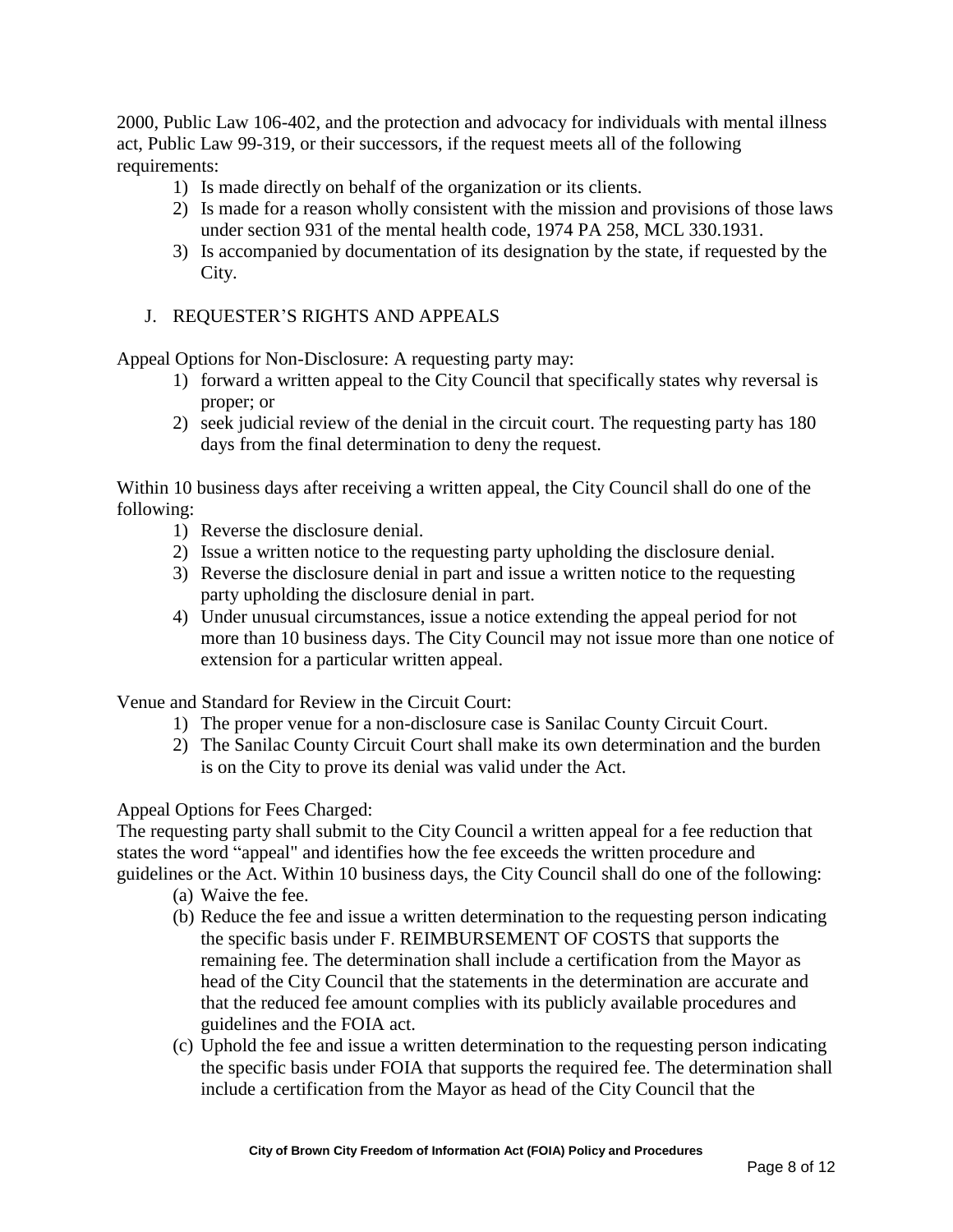2000, Public Law 106-402, and the protection and advocacy for individuals with mental illness act, Public Law 99-319, or their successors, if the request meets all of the following requirements:

1) Is made directly on behalf of the organization or its clients.
2) Is made for a reason wholly consistent with the mission and provisions of those laws under section 931 of the mental health code, 1974 PA 258, MCL 330.1931.
3) Is accompanied by documentation of its designation by the state, if requested by the City.

## J. REQUESTER'S RIGHTS AND APPEALS

Appeal Options for Non-Disclosure: A requesting party may:

1) forward a written appeal to the City Council that specifically states why reversal is proper; or
2) seek judicial review of the denial in the circuit court. The requesting party has 180 days from the final determination to deny the request.

Within 10 business days after receiving a written appeal, the City Council shall do one of the following:

1) Reverse the disclosure denial.
2) Issue a written notice to the requesting party upholding the disclosure denial.
3) Reverse the disclosure denial in part and issue a written notice to the requesting party upholding the disclosure denial in part.
4) Under unusual circumstances, issue a notice extending the appeal period for not more than 10 business days. The City Council may not issue more than one notice of extension for a particular written appeal.

Venue and Standard for Review in the Circuit Court:

1) The proper venue for a non-disclosure case is Sanilac County Circuit Court.
2) The Sanilac County Circuit Court shall make its own determination and the burden is on the City to prove its denial was valid under the Act.

Appeal Options for Fees Charged:

The requesting party shall submit to the City Council a written appeal for a fee reduction that states the word "appeal" and identifies how the fee exceeds the written procedure and guidelines or the Act. Within 10 business days, the City Council shall do one of the following:

(a) Waive the fee.
(b) Reduce the fee and issue a written determination to the requesting person indicating the specific basis under F. REIMBURSEMENT OF COSTS that supports the remaining fee. The determination shall include a certification from the Mayor as head of the City Council that the statements in the determination are accurate and that the reduced fee amount complies with its publicly available procedures and guidelines and the FOIA act.
(c) Uphold the fee and issue a written determination to the requesting person indicating the specific basis under FOIA that supports the required fee. The determination shall include a certification from the Mayor as head of the City Council that the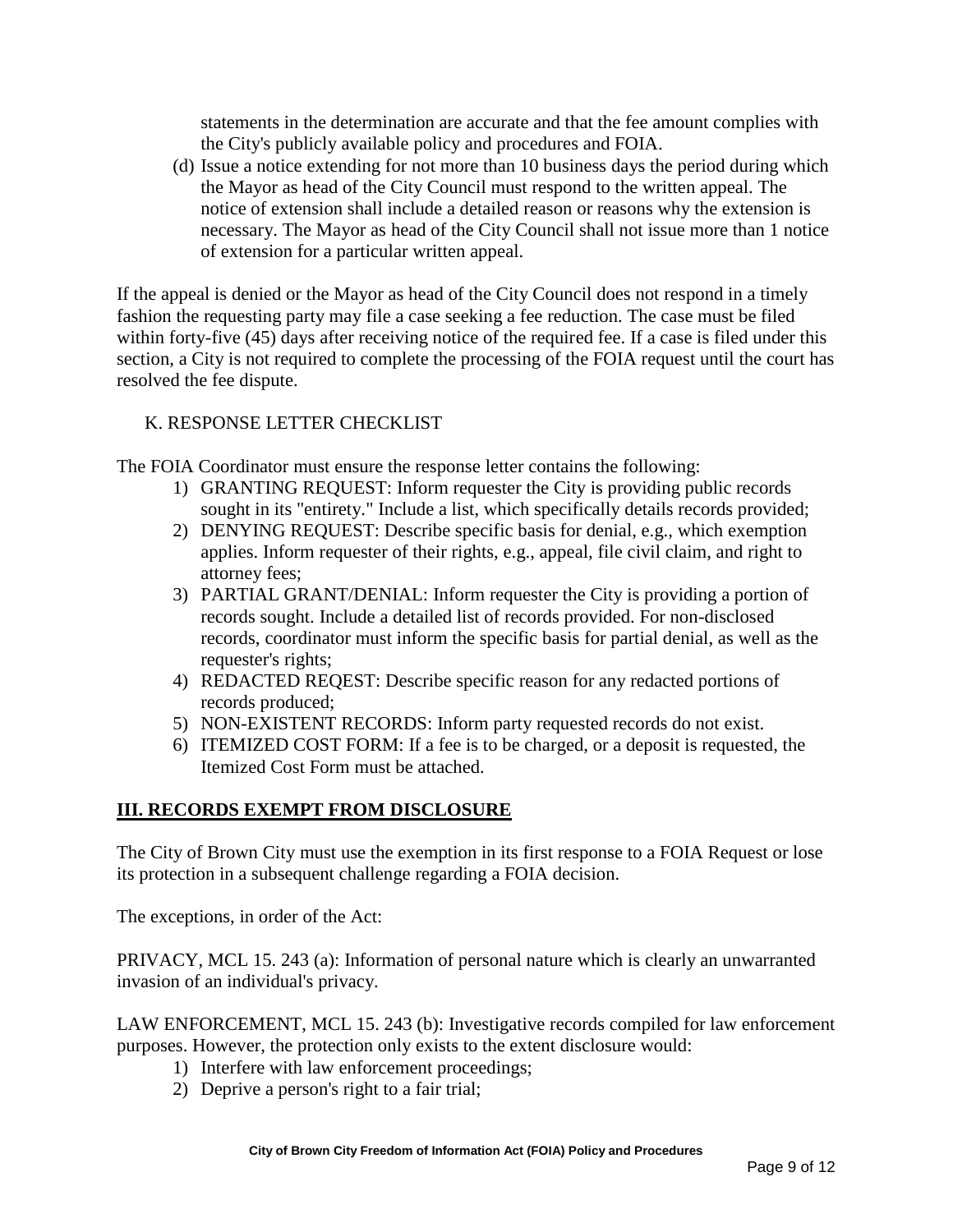statements in the determination are accurate and that the fee amount complies with the City's publicly available policy and procedures and FOIA.

(d) Issue a notice extending for not more than 10 business days the period during which the Mayor as head of the City Council must respond to the written appeal. The notice of extension shall include a detailed reason or reasons why the extension is necessary. The Mayor as head of the City Council shall not issue more than 1 notice of extension for a particular written appeal.

If the appeal is denied or the Mayor as head of the City Council does not respond in a timely fashion the requesting party may file a case seeking a fee reduction. The case must be filed within forty-five (45) days after receiving notice of the required fee. If a case is filed under this section, a City is not required to complete the processing of the FOIA request until the court has resolved the fee dispute.

### K. RESPONSE LETTER CHECKLIST

The FOIA Coordinator must ensure the response letter contains the following:

1) GRANTING REQUEST: Inform requester the City is providing public records sought in its "entirety." Include a list, which specifically details records provided;
2) DENYING REQUEST: Describe specific basis for denial, e.g., which exemption applies. Inform requester of their rights, e.g., appeal, file civil claim, and right to attorney fees;
3) PARTIAL GRANT/DENIAL: Inform requester the City is providing a portion of records sought. Include a detailed list of records provided. For non-disclosed records, coordinator must inform the specific basis for partial denial, as well as the requester's rights;
4) REDACTED REQEST: Describe specific reason for any redacted portions of records produced;
5) NON-EXISTENT RECORDS: Inform party requested records do not exist.
6) ITEMIZED COST FORM: If a fee is to be charged, or a deposit is requested, the Itemized Cost Form must be attached.

## <u>III. RECORDS EXEMPT FROM DISCLOSURE</u>

The City of Brown City must use the exemption in its first response to a FOIA Request or lose its protection in a subsequent challenge regarding a FOIA decision.

The exceptions, in order of the Act:

PRIVACY, MCL 15. 243 (a): Information of personal nature which is clearly an unwarranted invasion of an individual's privacy.

LAW ENFORCEMENT, MCL 15. 243 (b): Investigative records compiled for law enforcement purposes. However, the protection only exists to the extent disclosure would:

1) Interfere with law enforcement proceedings;
2) Deprive a person's right to a fair trial;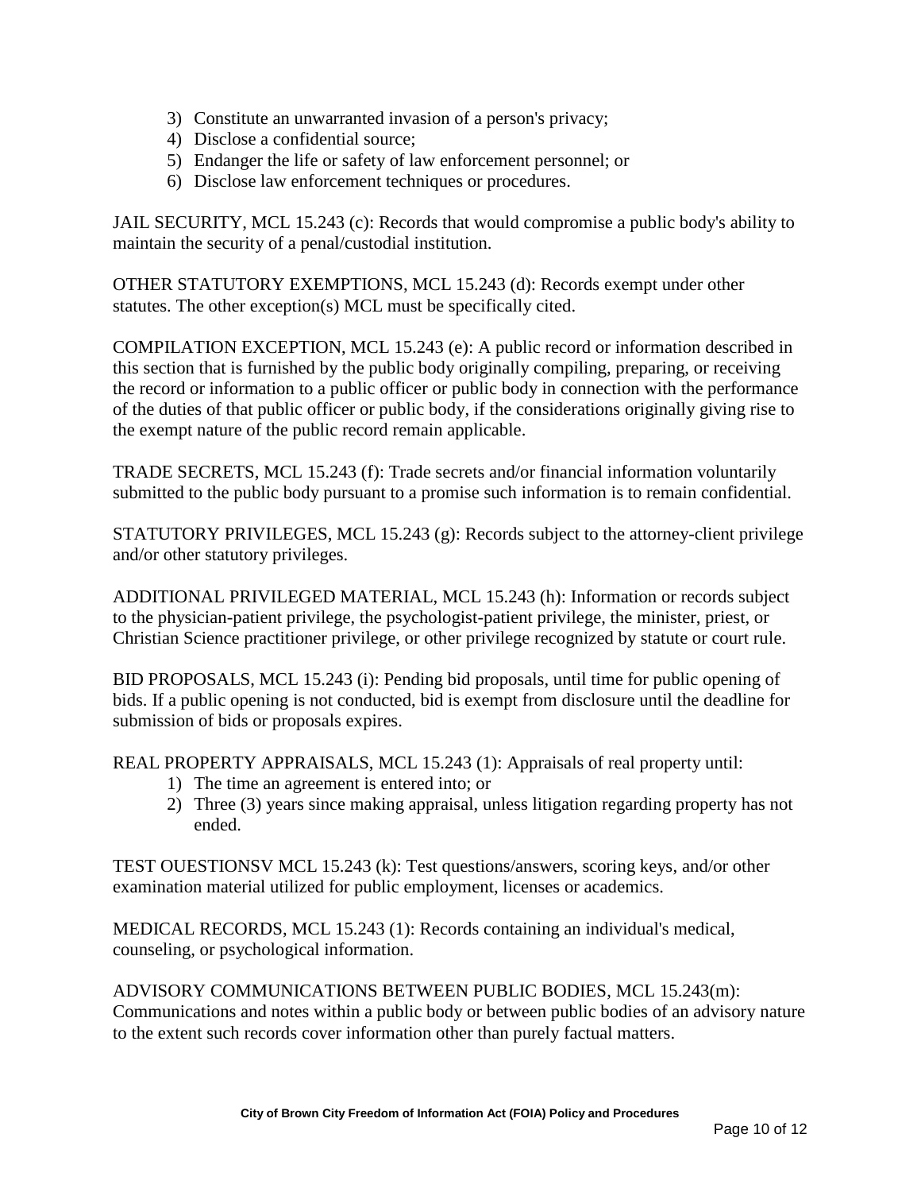3) Constitute an unwarranted invasion of a person's privacy;
4) Disclose a confidential source;
5) Endanger the life or safety of law enforcement personnel; or
6) Disclose law enforcement techniques or procedures.

JAIL SECURITY, MCL 15.243 (c): Records that would compromise a public body's ability to maintain the security of a penal/custodial institution.

OTHER STATUTORY EXEMPTIONS, MCL 15.243 (d): Records exempt under other statutes. The other exception(s) MCL must be specifically cited.

COMPILATION EXCEPTION, MCL 15.243 (e): A public record or information described in this section that is furnished by the public body originally compiling, preparing, or receiving the record or information to a public officer or public body in connection with the performance of the duties of that public officer or public body, if the considerations originally giving rise to the exempt nature of the public record remain applicable.

TRADE SECRETS, MCL 15.243 (f): Trade secrets and/or financial information voluntarily submitted to the public body pursuant to a promise such information is to remain confidential.

STATUTORY PRIVILEGES, MCL 15.243 (g): Records subject to the attorney-client privilege and/or other statutory privileges.

ADDITIONAL PRIVILEGED MATERIAL, MCL 15.243 (h): Information or records subject to the physician-patient privilege, the psychologist-patient privilege, the minister, priest, or Christian Science practitioner privilege, or other privilege recognized by statute or court rule.

BID PROPOSALS, MCL 15.243 (i): Pending bid proposals, until time for public opening of bids. If a public opening is not conducted, bid is exempt from disclosure until the deadline for submission of bids or proposals expires.

REAL PROPERTY APPRAISALS, MCL 15.243 (1): Appraisals of real property until:

1) The time an agreement is entered into; or
2) Three (3) years since making appraisal, unless litigation regarding property has not ended.

TEST OUESTIONSV MCL 15.243 (k): Test questions/answers, scoring keys, and/or other examination material utilized for public employment, licenses or academics.

MEDICAL RECORDS, MCL 15.243 (1): Records containing an individual's medical, counseling, or psychological information.

ADVISORY COMMUNICATIONS BETWEEN PUBLIC BODIES, MCL 15.243(m): Communications and notes within a public body or between public bodies of an advisory nature to the extent such records cover information other than purely factual matters.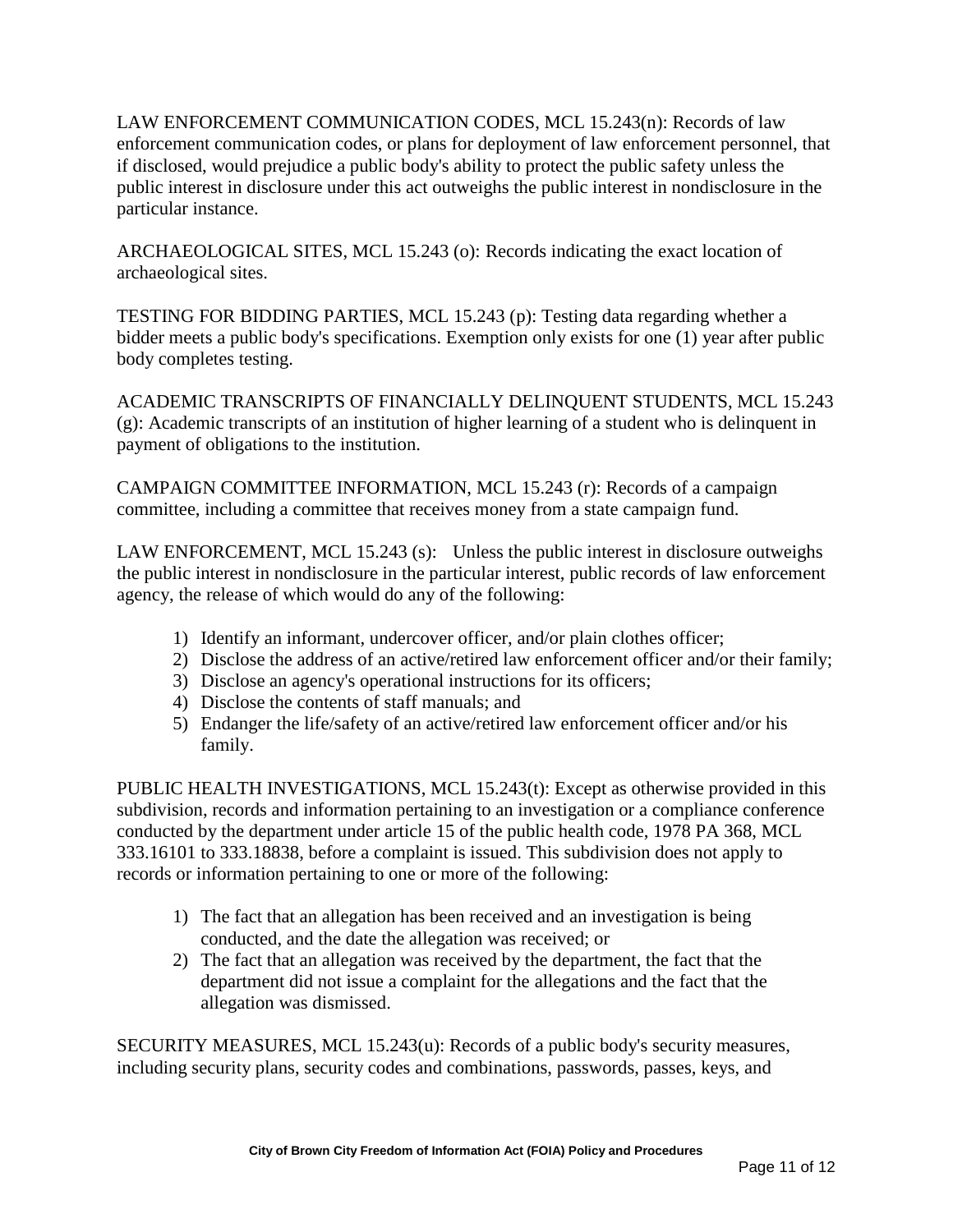LAW ENFORCEMENT COMMUNICATION CODES, MCL 15.243(n): Records of law enforcement communication codes, or plans for deployment of law enforcement personnel, that if disclosed, would prejudice a public body's ability to protect the public safety unless the public interest in disclosure under this act outweighs the public interest in nondisclosure in the particular instance.

ARCHAEOLOGICAL SITES, MCL 15.243 (o): Records indicating the exact location of archaeological sites.

TESTING FOR BIDDING PARTIES, MCL 15.243 (p): Testing data regarding whether a bidder meets a public body's specifications. Exemption only exists for one (1) year after public body completes testing.

ACADEMIC TRANSCRIPTS OF FINANCIALLY DELINQUENT STUDENTS, MCL 15.243 (g): Academic transcripts of an institution of higher learning of a student who is delinquent in payment of obligations to the institution.

CAMPAIGN COMMITTEE INFORMATION, MCL 15.243 (r): Records of a campaign committee, including a committee that receives money from a state campaign fund.

LAW ENFORCEMENT, MCL 15.243 (s): Unless the public interest in disclosure outweighs the public interest in nondisclosure in the particular interest, public records of law enforcement agency, the release of which would do any of the following:

1) Identify an informant, undercover officer, and/or plain clothes officer;
2) Disclose the address of an active/retired law enforcement officer and/or their family;
3) Disclose an agency's operational instructions for its officers;
4) Disclose the contents of staff manuals; and
5) Endanger the life/safety of an active/retired law enforcement officer and/or his family.

PUBLIC HEALTH INVESTIGATIONS, MCL 15.243(t): Except as otherwise provided in this subdivision, records and information pertaining to an investigation or a compliance conference conducted by the department under article 15 of the public health code, 1978 PA 368, MCL 333.16101 to 333.18838, before a complaint is issued. This subdivision does not apply to records or information pertaining to one or more of the following:

1) The fact that an allegation has been received and an investigation is being conducted, and the date the allegation was received; or
2) The fact that an allegation was received by the department, the fact that the department did not issue a complaint for the allegations and the fact that the allegation was dismissed.

SECURITY MEASURES, MCL 15.243(u): Records of a public body's security measures, including security plans, security codes and combinations, passwords, passes, keys, and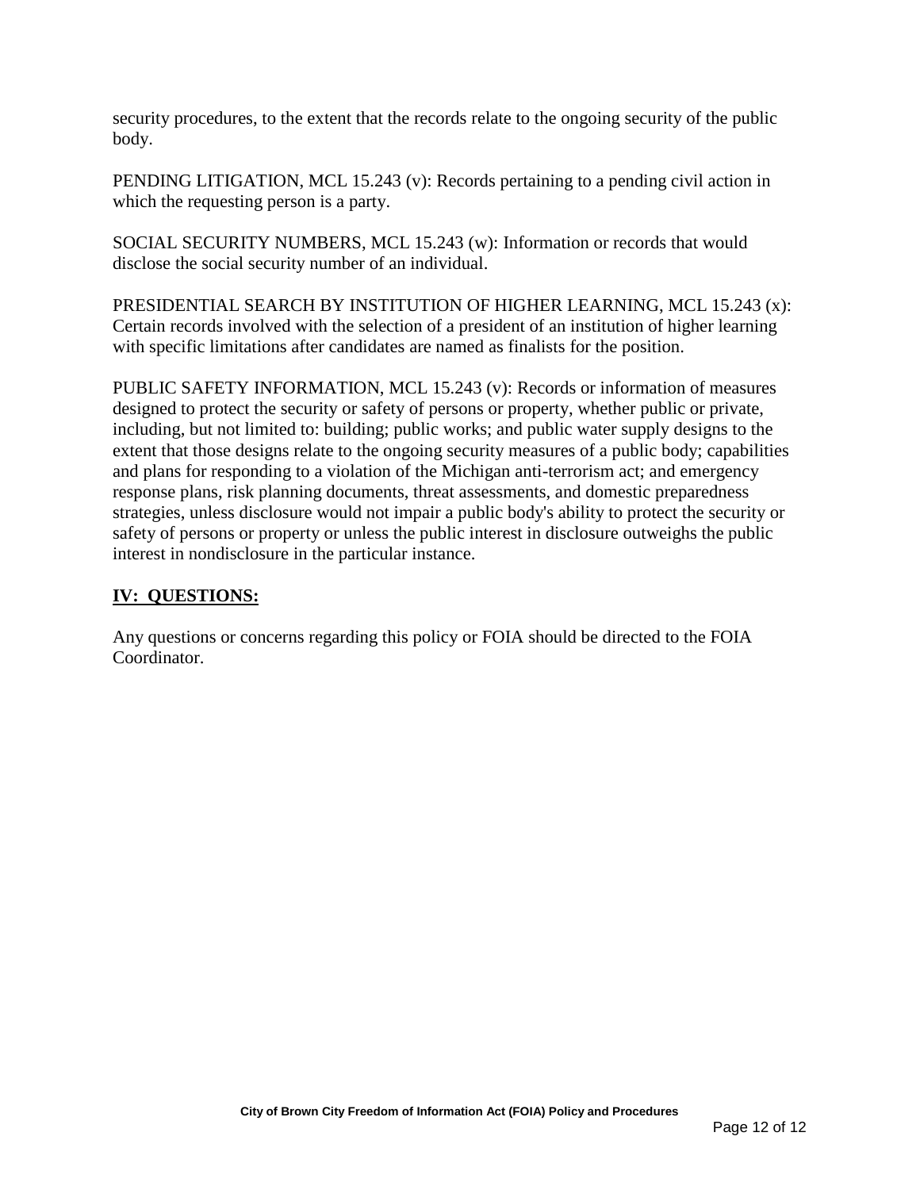security procedures, to the extent that the records relate to the ongoing security of the public body.

PENDING LITIGATION, MCL 15.243 (v): Records pertaining to a pending civil action in which the requesting person is a party.

SOCIAL SECURITY NUMBERS, MCL 15.243 (w): Information or records that would disclose the social security number of an individual.

PRESIDENTIAL SEARCH BY INSTITUTION OF HIGHER LEARNING, MCL 15.243 (x): Certain records involved with the selection of a president of an institution of higher learning with specific limitations after candidates are named as finalists for the position.

PUBLIC SAFETY INFORMATION, MCL 15.243 (v): Records or information of measures designed to protect the security or safety of persons or property, whether public or private, including, but not limited to: building; public works; and public water supply designs to the extent that those designs relate to the ongoing security measures of a public body; capabilities and plans for responding to a violation of the Michigan anti-terrorism act; and emergency response plans, risk planning documents, threat assessments, and domestic preparedness strategies, unless disclosure would not impair a public body's ability to protect the security or safety of persons or property or unless the public interest in disclosure outweighs the public interest in nondisclosure in the particular instance.

## IV: QUESTIONS:

Any questions or concerns regarding this policy or FOIA should be directed to the FOIA Coordinator.